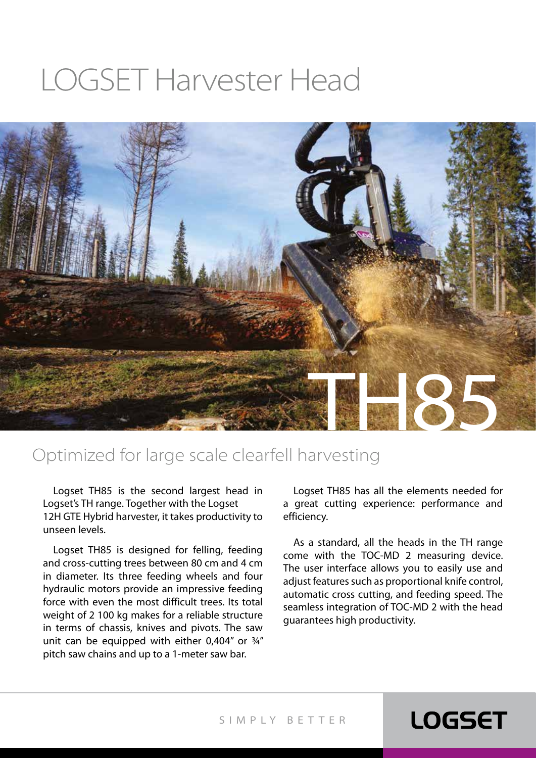# LOGSET Harvester Head

TH85

## Optimized for large scale clearfell harvesting

Logset TH85 is the second largest head in Logset's TH range. Together with the Logset 12H GTE Hybrid harvester, it takes productivity to unseen levels.

Logset TH85 is designed for felling, feeding and cross-cutting trees between 80 cm and 4 cm in diameter. Its three feeding wheels and four hydraulic motors provide an impressive feeding force with even the most difficult trees. Its total weight of 2 100 kg makes for a reliable structure in terms of chassis, knives and pivots. The saw unit can be equipped with either 0,404" or ¾" pitch saw chains and up to a 1-meter saw bar.

Logset TH85 has all the elements needed for a great cutting experience: performance and efficiency.

As a standard, all the heads in the TH range come with the TOC-MD 2 measuring device. The user interface allows you to easily use and adjust features such as proportional knife control, automatic cross cutting, and feeding speed. The seamless integration of TOC-MD 2 with the head guarantees high productivity.

SIMPLY BETTER

LOGSET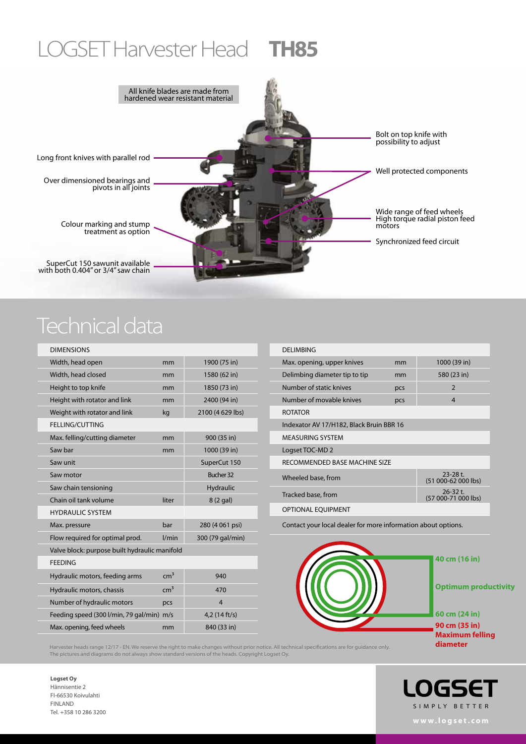# LOGSET Harvester Head **TH85**

All knife blades are made from hardened wear resistant material

Long front knives with parallel rod

Over dimensioned bearings and pivots in all joints

Colour marking and stump treatment as option

SuperCut 150 sawunit available with both 0.404" or 3/4" saw chain

Bolt on top knife with possibility to adjust

Well protected components

Wide range of feed wheels
High torque radial piston feed motors

Synchronized feed circuit

## Technical data

| | | |
|---|---|---|
| **DIMENSIONS** | | |
| Width, head open | mm | 1900 (75 in) |
| Width, head closed | mm | 1580 (62 in) |
| Height to top knife | mm | 1850 (73 in) |
| Height with rotator and link | mm | 2400 (94 in) |
| Weight with rotator and link | kg | 2100 (4 629 lbs) |
| **FELLING/CUTTING** | | |
| Max. felling/cutting diameter | mm | 900 (35 in) |
| Saw bar | mm | 1000 (39 in) |
| Saw unit | | SuperCut 150 |
| Saw motor | | Bucher 32 |
| Saw chain tensioning | | Hydraulic |
| Chain oil tank volume | liter | 8 (2 gal) |
| **HYDRAULIC SYSTEM** | | |
| Max. pressure | bar | 280 (4 061 psi) |
| Flow required for optimal prod. | l/min | 300 (79 gal/min) |
| Valve block: purpose built hydraulic manifold | | |
| **FEEDING** | | |
| Hydraulic motors, feeding arms | $cm^3$ | 940 |
| Hydraulic motors, chassis | $cm^3$ | 470 |
| Number of hydraulic motors | pcs | 4 |
| Feeding speed (300 l/min, 79 gal/min) | m/s | 4,2 (14 ft/s) |
| Max. opening, feed wheels | mm | 840 (33 in) |

| | | |
|---|---|---|
| **DELIMBING** | | |
| Max. opening, upper knives | mm | 1000 (39 in) |
| Delimbing diameter tip to tip | mm | 580 (23 in) |
| Number of static knives | pcs | 2 |
| Number of movable knives | pcs | 4 |
| **ROTATOR** | | |
| Indexator AV 17/H182, Black Bruin BBR 16 | | |
| **MEASURING SYSTEM** | | |
| Logset TOC-MD 2 | | |
| **RECOMMENDED BASE MACHINE SIZE** | | |
| Wheeled base, from | | 23-28 t. (51 000-62 000 lbs) |
| Tracked base, from | | 26-32 t. (57 000-71 000 lbs) |
| **OPTIONAL EQUIPMENT** | | |
| Contact your local dealer for more information about options. | | |

40 cm (16 in)

Optimum productivity

60 cm (24 in)

90 cm (35 in)
Maximum felling diameter

Harvester heads range 12/17 - EN. We reserve the right to make changes without prior notice. All technical specifications are for guidance only. The pictures and diagrams do not always show standard versions of the heads. Copyright Logset Oy.

**Logset Oy**
Hännisentie 2
FI-66530 Koivulahti
FINLAND
Tel. +358 10 286 3200

LOGSET
SIMPLY BETTER
www.logset.com